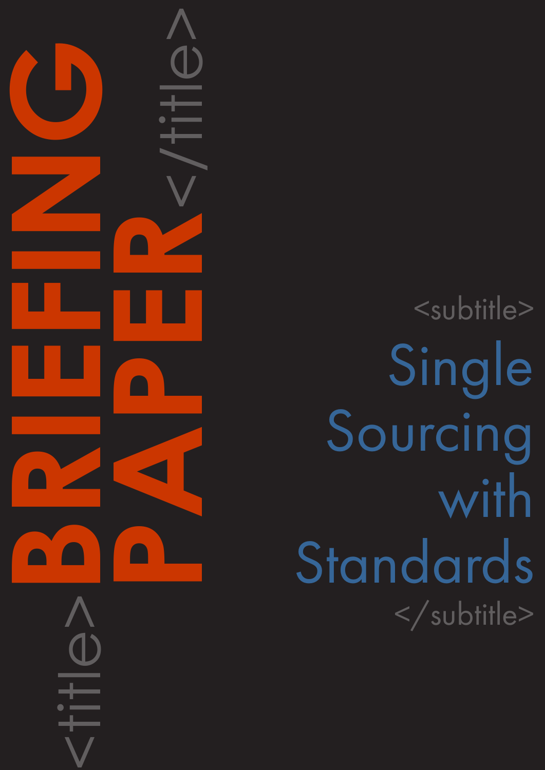# <title> BRIEFING PAPER </title>

<subtitle>
## Single Sourcing with Standards
</subtitle>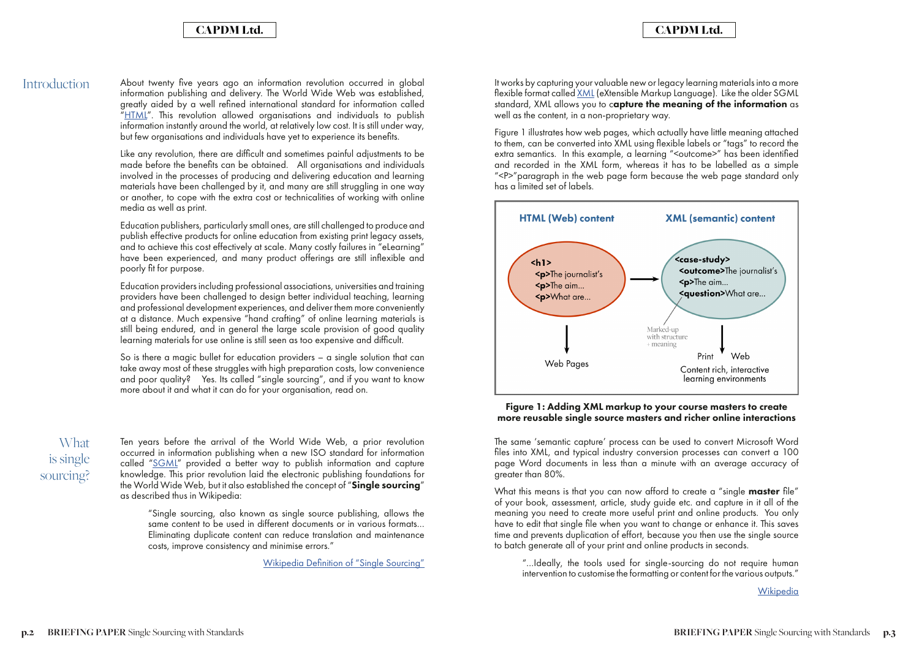## Introduction

About twenty five years ago an information revolution occurred in global information publishing and delivery. The World Wide Web was established, greatly aided by a well refined international standard for information called "[HTML]". This revolution allowed organisations and individuals to publish information instantly around the world, at relatively low cost. It is still under way, but few organisations and individuals have yet to experience its benefits.

Like any revolution, there are difficult and sometimes painful adjustments to be made before the benefits can be obtained. All organisations and individuals involved in the processes of producing and delivering education and learning materials have been challenged by it, and many are still struggling in one way or another, to cope with the extra cost or technicalities of working with online media as well as print.

Education publishers, particularly small ones, are still challenged to produce and publish effective products for online education from existing print legacy assets, and to achieve this cost effectively at scale. Many costly failures in "eLearning" have been experienced, and many product offerings are still inflexible and poorly fit for purpose.

Education providers including professional associations, universities and training providers have been challenged to design better individual teaching, learning and professional development experiences, and deliver them more conveniently at a distance. Much expensive "hand crafting" of online learning materials is still being endured, and in general the large scale provision of good quality learning materials for use online is still seen as too expensive and difficult.

So is there a magic bullet for education providers – a single solution that can take away most of these struggles with high preparation costs, low convenience and poor quality? Yes. Its called "single sourcing", and if you want to know more about it and what it can do for your organisation, read on.

## What is single sourcing?

Ten years before the arrival of the World Wide Web, a prior revolution occurred in information publishing when a new ISO standard for information called "SGML" provided a better way to publish information and capture knowledge. This prior revolution laid the electronic publishing foundations for the World Wide Web, but it also established the concept of "**Single sourcing**" as described thus in Wikipedia:

> "Single sourcing, also known as single source publishing, allows the same content to be used in different documents or in various formats... Eliminating duplicate content can reduce translation and maintenance costs, improve consistency and minimise errors."

Wikipedia Definition of "Single Sourcing"

It works by capturing your valuable new or legacy learning materials into a more flexible format called XML (eXtensible Markup Language). Like the older SGML standard, XML allows you to c**apture the meaning of the information** as well as the content, in a non-proprietary way.

Figure 1 illustrates how web pages, which actually have little meaning attached to them, can be converted into XML using flexible labels or "tags" to record the extra semantics. In this example, a learning "<outcome>" has been identified and recorded in the XML form, whereas it has to be labelled as a simple "<P>"paragraph in the web page form because the web page standard only has a limited set of labels.

| HTML (Web) content | | XML (semantic) content |
|---|---|---|
| **<h1>** **<p>**The journalist's **<p>**The aim... **<p>**What are... | → | **<case-study>** **<outcome>**The journalist's **<p>**The aim... **<question>**What are... |
| ↓ Web Pages | | Marked-up with structure + meaning ↓ Print Web — Content rich, interactive learning environments |

**Figure 1: Adding XML markup to your course masters to create more reusable single source masters and richer online interactions**

The same 'semantic capture' process can be used to convert Microsoft Word files into XML, and typical industry conversion processes can convert a 100 page Word documents in less than a minute with an average accuracy of greater than 80%.

What this means is that you can now afford to create a "single **master** file" of your book, assessment, article, study guide etc. and capture in it all of the meaning you need to create more useful print and online products. You only have to edit that single file when you want to change or enhance it. This saves time and prevents duplication of effort, because you then use the single source to batch generate all of your print and online products in seconds.

> "...Ideally, the tools used for single-sourcing do not require human intervention to customise the formatting or content for the various outputs."

Wikipedia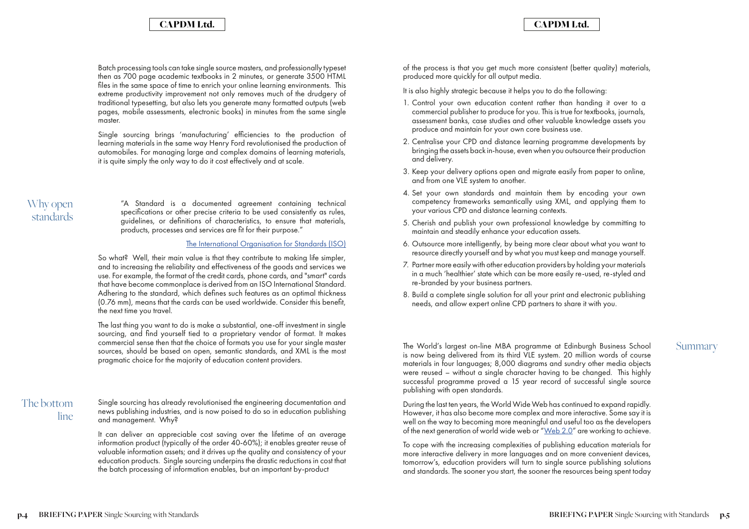Batch processing tools can take single source masters, and professionally typeset then as 700 page academic textbooks in 2 minutes, or generate 3500 HTML files in the same space of time to enrich your online learning environments. This extreme productivity improvement not only removes much of the drudgery of traditional typesetting, but also lets you generate many formatted outputs (web pages, mobile assessments, electronic books) in minutes from the same single master.

Single sourcing brings 'manufacturing' efficiencies to the production of learning materials in the same way Henry Ford revolutionised the production of automobiles. For managing large and complex domains of learning materials, it is quite simply the only way to do it cost effectively and at scale.

## Why open standards

"A Standard is a documented agreement containing technical specifications or other precise criteria to be used consistently as rules, guidelines, or definitions of characteristics, to ensure that materials, products, processes and services are fit for their purpose."

The International Organisation for Standards (ISO)

So what? Well, their main value is that they contribute to making life simpler, and to increasing the reliability and effectiveness of the goods and services we use. For example, the format of the credit cards, phone cards, and "smart" cards that have become commonplace is derived from an ISO International Standard. Adhering to the standard, which defines such features as an optimal thickness (0.76 mm), means that the cards can be used worldwide. Consider this benefit, the next time you travel.

The last thing you want to do is make a substantial, one-off investment in single sourcing, and find yourself tied to a proprietary vendor of format. It makes commercial sense then that the choice of formats you use for your single master sources, should be based on open, semantic standards, and XML is the most pragmatic choice for the majority of education content providers.

## The bottom line

Single sourcing has already revolutionised the engineering documentation and news publishing industries, and is now poised to do so in education publishing and management. Why?

It can deliver an appreciable cost saving over the lifetime of an average information product (typically of the order 40-60%); it enables greater reuse of valuable information assets; and it drives up the quality and consistency of your education products. Single sourcing underpins the drastic reductions in cost that the batch processing of information enables, but an important by-product of the process is that you get much more consistent (better quality) materials, produced more quickly for all output media.

It is also highly strategic because it helps you to do the following:

1. Control your own education content rather than handing it over to a commercial publisher to produce for you. This is true for textbooks, journals, assessment banks, case studies and other valuable knowledge assets you produce and maintain for your own core business use.
2. Centralise your CPD and distance learning programme developments by bringing the assets back in-house, even when you outsource their production and delivery.
3. Keep your delivery options open and migrate easily from paper to online, and from one VLE system to another.
4. Set your own standards and maintain them by encoding your own competency frameworks semantically using XML, and applying them to your various CPD and distance learning contexts.
5. Cherish and publish your own professional knowledge by committing to maintain and steadily enhance your education assets.
6. Outsource more intelligently, by being more clear about what you want to resource directly yourself and by what you must keep and manage yourself.
7. Partner more easily with other education providers by holding your materials in a much 'healthier' state which can be more easily re-used, re-styled and re-branded by your business partners.
8. Build a complete single solution for all your print and electronic publishing needs, and allow expert online CPD partners to share it with you.

## Summary

The World's largest on-line MBA programme at Edinburgh Business School is now being delivered from its third VLE system. 20 million words of course materials in four languages; 8,000 diagrams and sundry other media objects were reused – without a single character having to be changed. This highly successful programme proved a 15 year record of successful single source publishing with open standards.

During the last ten years, the World Wide Web has continued to expand rapidly. However, it has also become more complex and more interactive. Some say it is well on the way to becoming more meaningful and useful too as the developers of the next generation of world wide web or "Web 2.0" are working to achieve.

To cope with the increasing complexities of publishing education materials for more interactive delivery in more languages and on more convenient devices, tomorrow's, education providers will turn to single source publishing solutions and standards. The sooner you start, the sooner the resources being spent today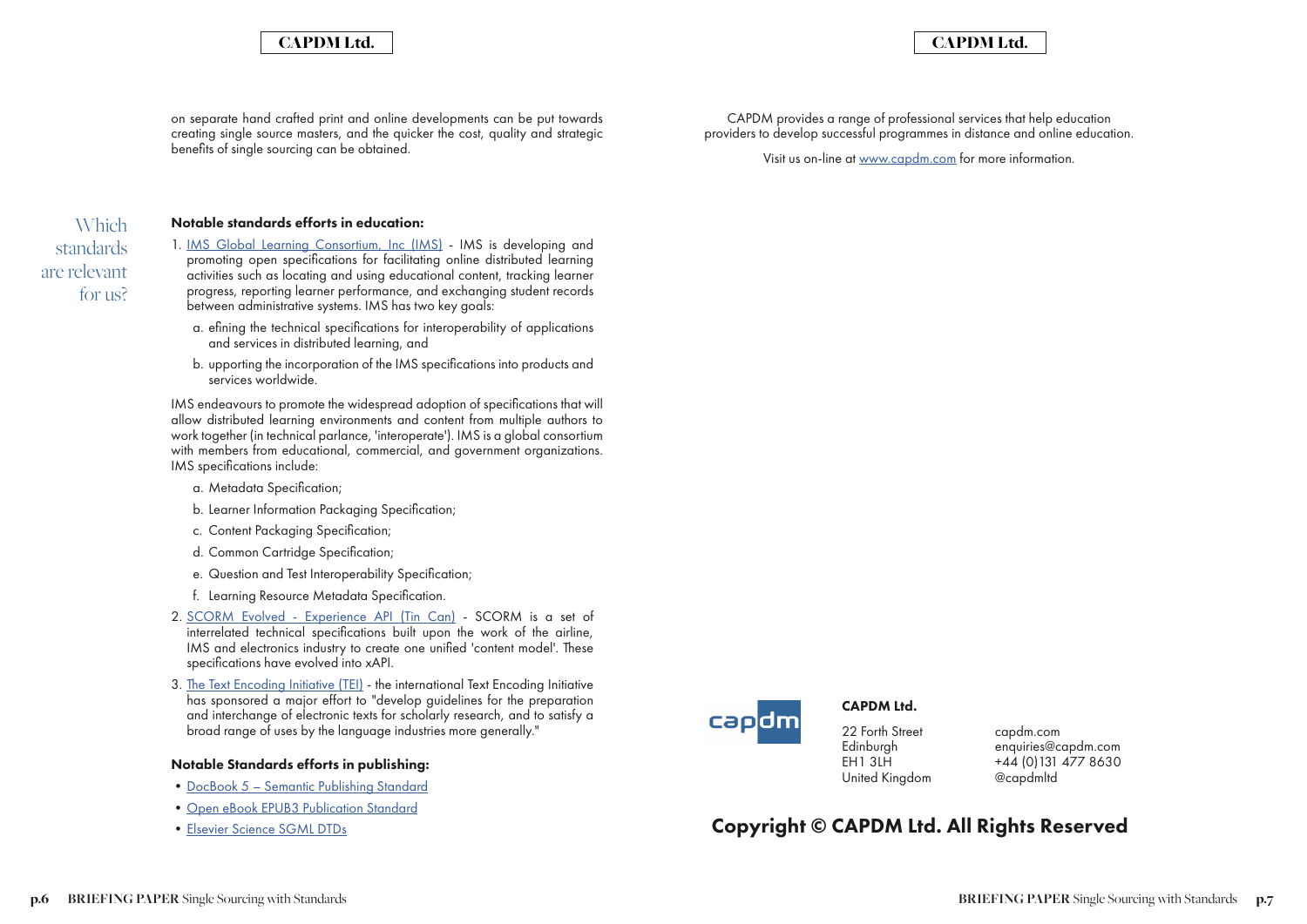on separate hand crafted print and online developments can be put towards creating single source masters, and the quicker the cost, quality and strategic benefits of single sourcing can be obtained.

## Which standards are relevant for us?

**Notable standards efforts in education:**

1. IMS Global Learning Consortium, Inc (IMS) - IMS is developing and promoting open specifications for facilitating online distributed learning activities such as locating and using educational content, tracking learner progress, reporting learner performance, and exchanging student records between administrative systems. IMS has two key goals:
   a. efining the technical specifications for interoperability of applications and services in distributed learning, and
   b. upporting the incorporation of the IMS specifications into products and services worldwide.

   IMS endeavours to promote the widespread adoption of specifications that will allow distributed learning environments and content from multiple authors to work together (in technical parlance, 'interoperate'). IMS is a global consortium with members from educational, commercial, and government organizations. IMS specifications include:
   a. Metadata Specification;
   b. Learner Information Packaging Specification;
   c. Content Packaging Specification;
   d. Common Cartridge Specification;
   e. Question and Test Interoperability Specification;
   f. Learning Resource Metadata Specification.
2. SCORM Evolved - Experience API (Tin Can) - SCORM is a set of interrelated technical specifications built upon the work of the airline, IMS and electronics industry to create one unified 'content model'. These specifications have evolved into xAPI.
3. The Text Encoding Initiative (TEI) - the international Text Encoding Initiative has sponsored a major effort to "develop guidelines for the preparation and interchange of electronic texts for scholarly research, and to satisfy a broad range of uses by the language industries more generally."

**Notable Standards efforts in publishing:**

- DocBook 5 – Semantic Publishing Standard
- Open eBook EPUB3 Publication Standard
- Elsevier Science SGML DTDs

CAPDM provides a range of professional services that help education providers to develop successful programmes in distance and online education.

Visit us on-line at www.capdm.com for more information.

**CAPDM Ltd.**

22 Forth Street
Edinburgh
EH1 3LH
United Kingdom

capdm.com
enquiries@capdm.com
+44 (0)131 477 8630
@capdmltd

**Copyright © CAPDM Ltd. All Rights Reserved**